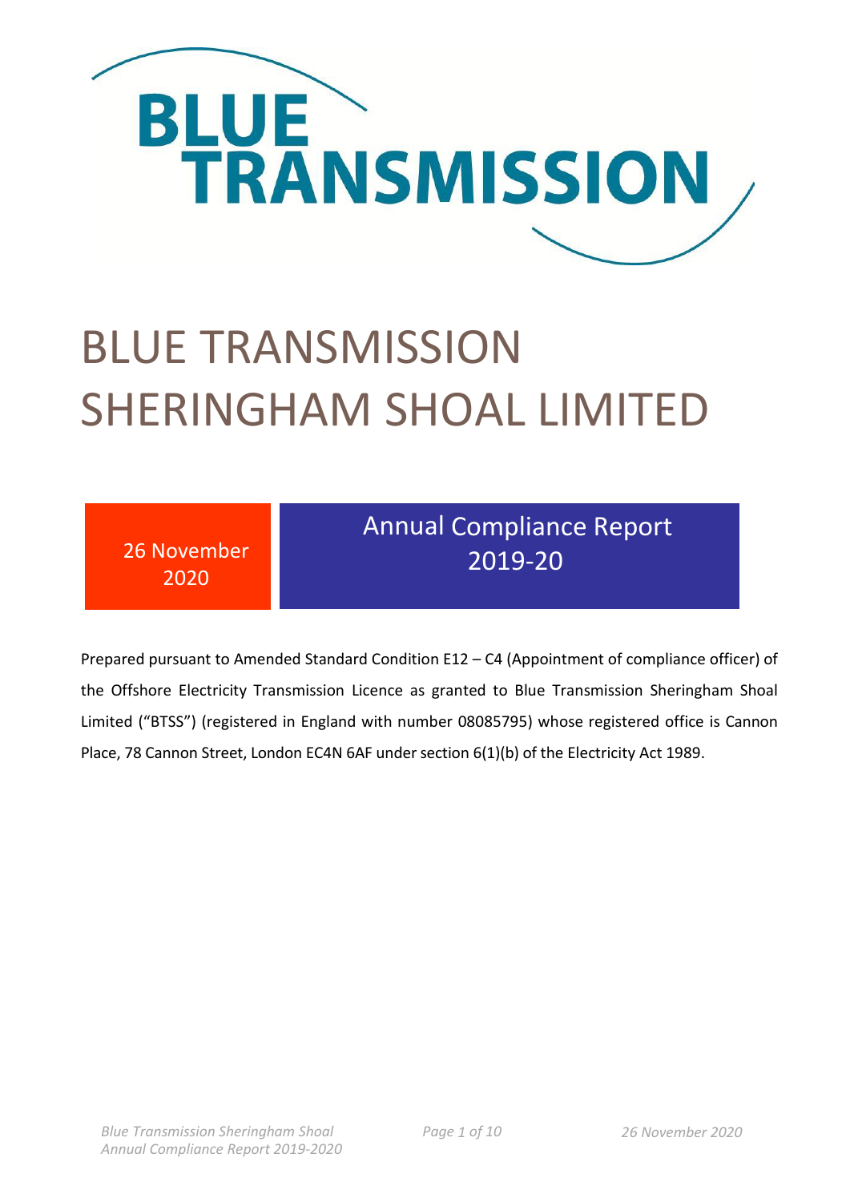BLUE TRANSMISSION

# BLUE TRANSMISSION SHERINGHAM SHOAL LIMITED

26 November 2020

## Annual Compliance Report 2019-20

Prepared pursuant to Amended Standard Condition E12 – C4 (Appointment of compliance officer) of the Offshore Electricity Transmission Licence as granted to Blue Transmission Sheringham Shoal Limited ("BTSS") (registered in England with number 08085795) whose registered office is Cannon Place, 78 Cannon Street, London EC4N 6AF under section 6(1)(b) of the Electricity Act 1989.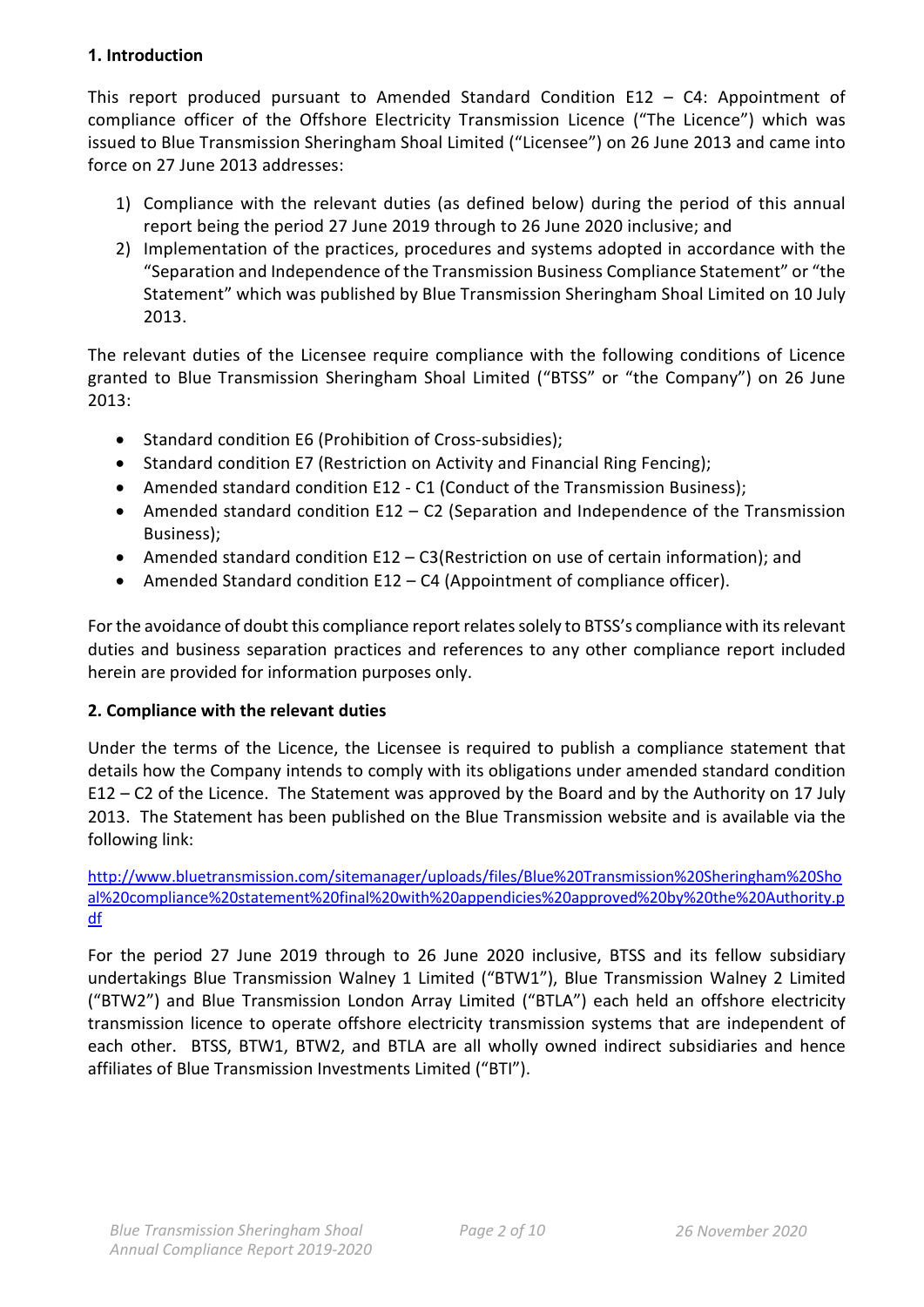## 1. Introduction

This report produced pursuant to Amended Standard Condition E12 – C4: Appointment of compliance officer of the Offshore Electricity Transmission Licence ("The Licence") which was issued to Blue Transmission Sheringham Shoal Limited ("Licensee") on 26 June 2013 and came into force on 27 June 2013 addresses:

1) Compliance with the relevant duties (as defined below) during the period of this annual report being the period 27 June 2019 through to 26 June 2020 inclusive; and
2) Implementation of the practices, procedures and systems adopted in accordance with the "Separation and Independence of the Transmission Business Compliance Statement" or "the Statement" which was published by Blue Transmission Sheringham Shoal Limited on 10 July 2013.

The relevant duties of the Licensee require compliance with the following conditions of Licence granted to Blue Transmission Sheringham Shoal Limited ("BTSS" or "the Company") on 26 June 2013:

- Standard condition E6 (Prohibition of Cross-subsidies);
- Standard condition E7 (Restriction on Activity and Financial Ring Fencing);
- Amended standard condition E12 - C1 (Conduct of the Transmission Business);
- Amended standard condition E12 – C2 (Separation and Independence of the Transmission Business);
- Amended standard condition E12 – C3(Restriction on use of certain information); and
- Amended Standard condition E12 – C4 (Appointment of compliance officer).

For the avoidance of doubt this compliance report relates solely to BTSS's compliance with its relevant duties and business separation practices and references to any other compliance report included herein are provided for information purposes only.

## 2. Compliance with the relevant duties

Under the terms of the Licence, the Licensee is required to publish a compliance statement that details how the Company intends to comply with its obligations under amended standard condition E12 – C2 of the Licence. The Statement was approved by the Board and by the Authority on 17 July 2013. The Statement has been published on the Blue Transmission website and is available via the following link:

http://www.bluetransmission.com/sitemanager/uploads/files/Blue%20Transmission%20Sheringham%20Shoal%20compliance%20statement%20final%20with%20appendicies%20approved%20by%20the%20Authority.pdf

For the period 27 June 2019 through to 26 June 2020 inclusive, BTSS and its fellow subsidiary undertakings Blue Transmission Walney 1 Limited ("BTW1"), Blue Transmission Walney 2 Limited ("BTW2") and Blue Transmission London Array Limited ("BTLA") each held an offshore electricity transmission licence to operate offshore electricity transmission systems that are independent of each other. BTSS, BTW1, BTW2, and BTLA are all wholly owned indirect subsidiaries and hence affiliates of Blue Transmission Investments Limited ("BTI").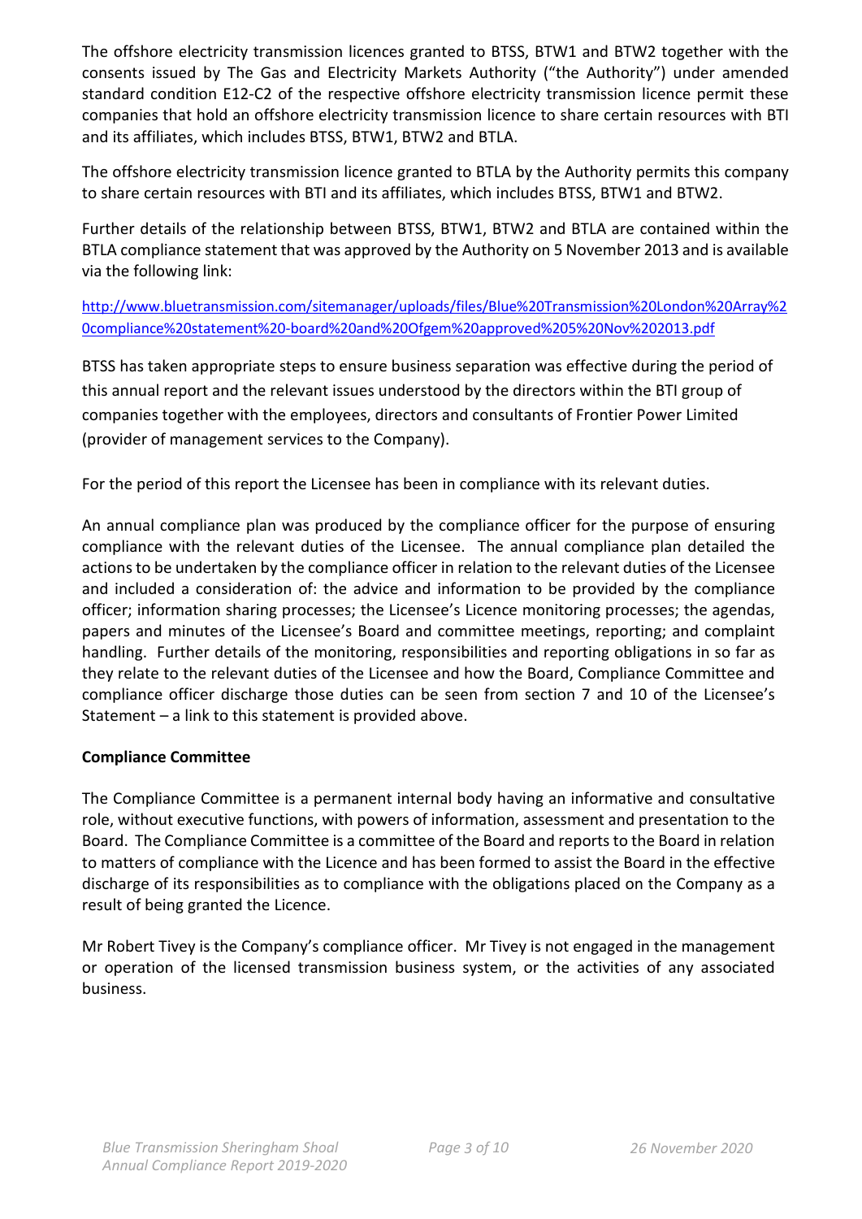The offshore electricity transmission licences granted to BTSS, BTW1 and BTW2 together with the consents issued by The Gas and Electricity Markets Authority ("the Authority") under amended standard condition E12-C2 of the respective offshore electricity transmission licence permit these companies that hold an offshore electricity transmission licence to share certain resources with BTI and its affiliates, which includes BTSS, BTW1, BTW2 and BTLA.

The offshore electricity transmission licence granted to BTLA by the Authority permits this company to share certain resources with BTI and its affiliates, which includes BTSS, BTW1 and BTW2.

Further details of the relationship between BTSS, BTW1, BTW2 and BTLA are contained within the BTLA compliance statement that was approved by the Authority on 5 November 2013 and is available via the following link:

http://www.bluetransmission.com/sitemanager/uploads/files/Blue%20Transmission%20London%20Array%20compliance%20statement%20-board%20and%20Ofgem%20approved%205%20Nov%202013.pdf

BTSS has taken appropriate steps to ensure business separation was effective during the period of this annual report and the relevant issues understood by the directors within the BTI group of companies together with the employees, directors and consultants of Frontier Power Limited (provider of management services to the Company).

For the period of this report the Licensee has been in compliance with its relevant duties.

An annual compliance plan was produced by the compliance officer for the purpose of ensuring compliance with the relevant duties of the Licensee. The annual compliance plan detailed the actions to be undertaken by the compliance officer in relation to the relevant duties of the Licensee and included a consideration of: the advice and information to be provided by the compliance officer; information sharing processes; the Licensee's Licence monitoring processes; the agendas, papers and minutes of the Licensee's Board and committee meetings, reporting; and complaint handling. Further details of the monitoring, responsibilities and reporting obligations in so far as they relate to the relevant duties of the Licensee and how the Board, Compliance Committee and compliance officer discharge those duties can be seen from section 7 and 10 of the Licensee's Statement – a link to this statement is provided above.

**Compliance Committee**

The Compliance Committee is a permanent internal body having an informative and consultative role, without executive functions, with powers of information, assessment and presentation to the Board. The Compliance Committee is a committee of the Board and reports to the Board in relation to matters of compliance with the Licence and has been formed to assist the Board in the effective discharge of its responsibilities as to compliance with the obligations placed on the Company as a result of being granted the Licence.

Mr Robert Tivey is the Company's compliance officer. Mr Tivey is not engaged in the management or operation of the licensed transmission business system, or the activities of any associated business.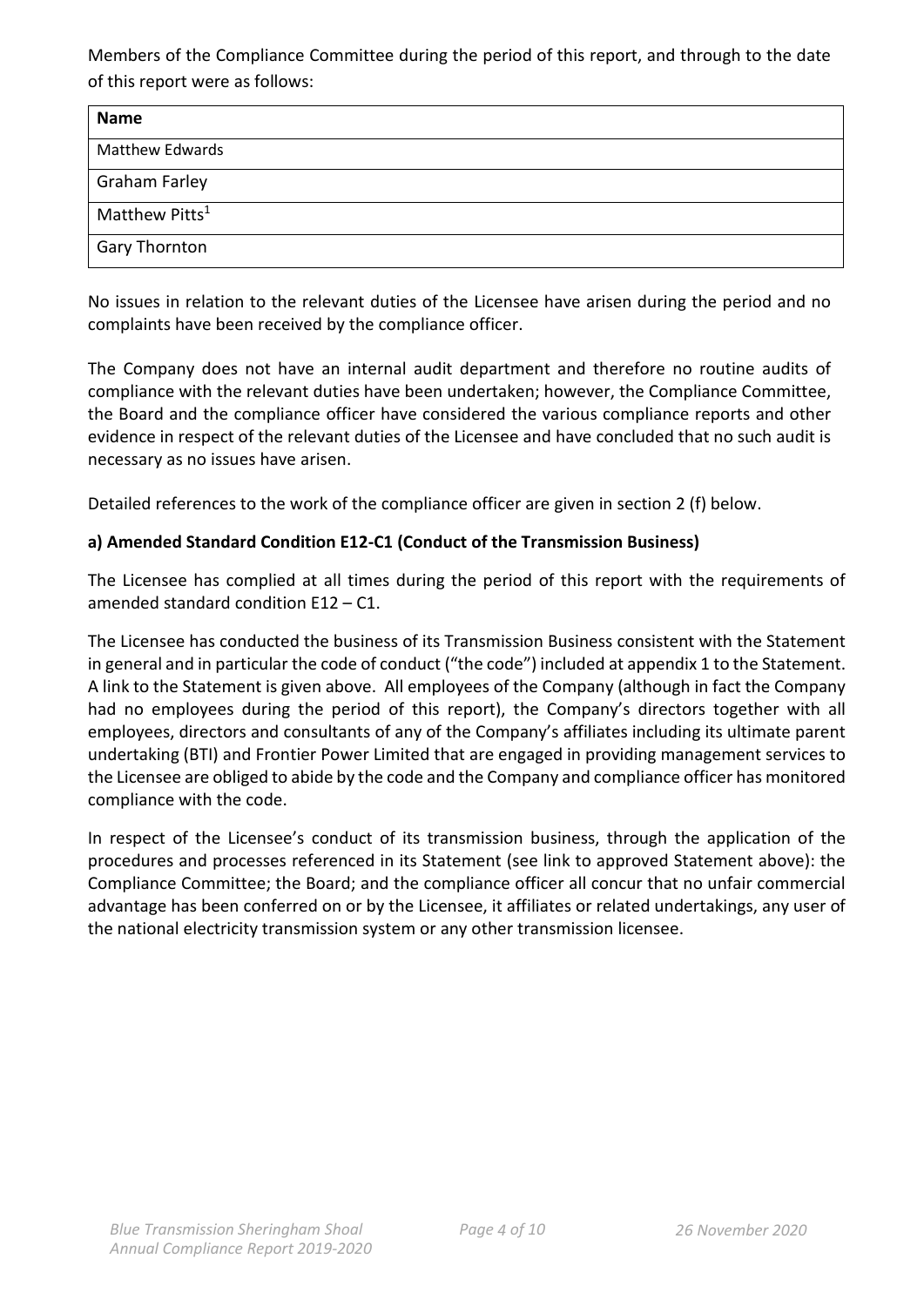Members of the Compliance Committee during the period of this report, and through to the date of this report were as follows:

| Name |
|---|
| Matthew Edwards |
| Graham Farley |
| Matthew Pitts[1] |
| Gary Thornton |

No issues in relation to the relevant duties of the Licensee have arisen during the period and no complaints have been received by the compliance officer.

The Company does not have an internal audit department and therefore no routine audits of compliance with the relevant duties have been undertaken; however, the Compliance Committee, the Board and the compliance officer have considered the various compliance reports and other evidence in respect of the relevant duties of the Licensee and have concluded that no such audit is necessary as no issues have arisen.

Detailed references to the work of the compliance officer are given in section 2 (f) below.

**a) Amended Standard Condition E12-C1 (Conduct of the Transmission Business)**

The Licensee has complied at all times during the period of this report with the requirements of amended standard condition E12 – C1.

The Licensee has conducted the business of its Transmission Business consistent with the Statement in general and in particular the code of conduct ("the code") included at appendix 1 to the Statement. A link to the Statement is given above. All employees of the Company (although in fact the Company had no employees during the period of this report), the Company's directors together with all employees, directors and consultants of any of the Company's affiliates including its ultimate parent undertaking (BTI) and Frontier Power Limited that are engaged in providing management services to the Licensee are obliged to abide by the code and the Company and compliance officer has monitored compliance with the code.

In respect of the Licensee's conduct of its transmission business, through the application of the procedures and processes referenced in its Statement (see link to approved Statement above): the Compliance Committee; the Board; and the compliance officer all concur that no unfair commercial advantage has been conferred on or by the Licensee, it affiliates or related undertakings, any user of the national electricity transmission system or any other transmission licensee.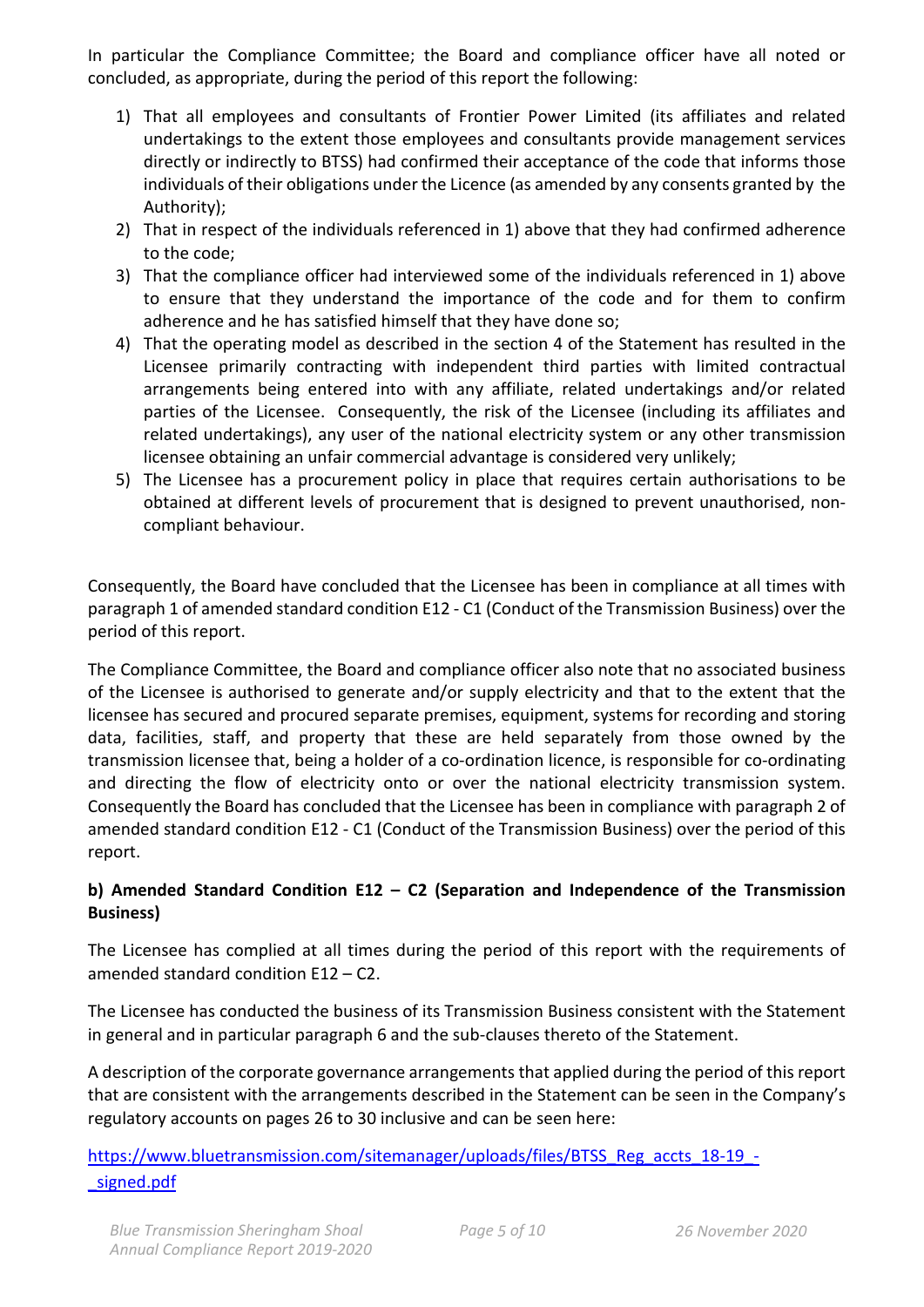In particular the Compliance Committee; the Board and compliance officer have all noted or concluded, as appropriate, during the period of this report the following:

1) That all employees and consultants of Frontier Power Limited (its affiliates and related undertakings to the extent those employees and consultants provide management services directly or indirectly to BTSS) had confirmed their acceptance of the code that informs those individuals of their obligations under the Licence (as amended by any consents granted by the Authority);
2) That in respect of the individuals referenced in 1) above that they had confirmed adherence to the code;
3) That the compliance officer had interviewed some of the individuals referenced in 1) above to ensure that they understand the importance of the code and for them to confirm adherence and he has satisfied himself that they have done so;
4) That the operating model as described in the section 4 of the Statement has resulted in the Licensee primarily contracting with independent third parties with limited contractual arrangements being entered into with any affiliate, related undertakings and/or related parties of the Licensee. Consequently, the risk of the Licensee (including its affiliates and related undertakings), any user of the national electricity system or any other transmission licensee obtaining an unfair commercial advantage is considered very unlikely;
5) The Licensee has a procurement policy in place that requires certain authorisations to be obtained at different levels of procurement that is designed to prevent unauthorised, non-compliant behaviour.

Consequently, the Board have concluded that the Licensee has been in compliance at all times with paragraph 1 of amended standard condition E12 - C1 (Conduct of the Transmission Business) over the period of this report.

The Compliance Committee, the Board and compliance officer also note that no associated business of the Licensee is authorised to generate and/or supply electricity and that to the extent that the licensee has secured and procured separate premises, equipment, systems for recording and storing data, facilities, staff, and property that these are held separately from those owned by the transmission licensee that, being a holder of a co-ordination licence, is responsible for co-ordinating and directing the flow of electricity onto or over the national electricity transmission system. Consequently the Board has concluded that the Licensee has been in compliance with paragraph 2 of amended standard condition E12 - C1 (Conduct of the Transmission Business) over the period of this report.

**b) Amended Standard Condition E12 – C2 (Separation and Independence of the Transmission Business)**

The Licensee has complied at all times during the period of this report with the requirements of amended standard condition E12 – C2.

The Licensee has conducted the business of its Transmission Business consistent with the Statement in general and in particular paragraph 6 and the sub-clauses thereto of the Statement.

A description of the corporate governance arrangements that applied during the period of this report that are consistent with the arrangements described in the Statement can be seen in the Company's regulatory accounts on pages 26 to 30 inclusive and can be seen here:

https://www.bluetransmission.com/sitemanager/uploads/files/BTSS_Reg_accts_18-19_-_signed.pdf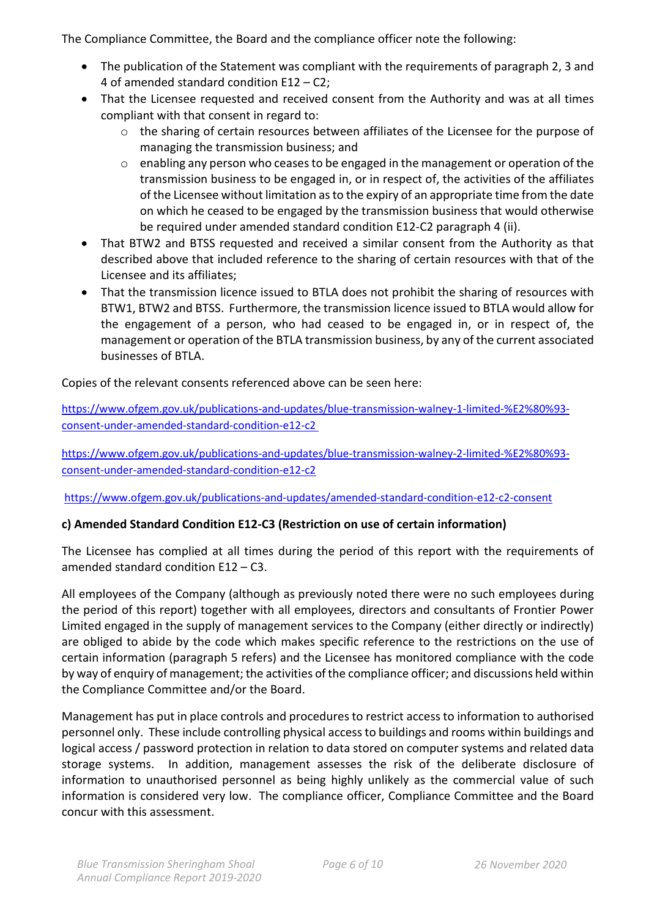The Compliance Committee, the Board and the compliance officer note the following:

- The publication of the Statement was compliant with the requirements of paragraph 2, 3 and 4 of amended standard condition E12 – C2;
- That the Licensee requested and received consent from the Authority and was at all times compliant with that consent in regard to:
  - the sharing of certain resources between affiliates of the Licensee for the purpose of managing the transmission business; and
  - enabling any person who ceases to be engaged in the management or operation of the transmission business to be engaged in, or in respect of, the activities of the affiliates of the Licensee without limitation as to the expiry of an appropriate time from the date on which he ceased to be engaged by the transmission business that would otherwise be required under amended standard condition E12-C2 paragraph 4 (ii).
- That BTW2 and BTSS requested and received a similar consent from the Authority as that described above that included reference to the sharing of certain resources with that of the Licensee and its affiliates;
- That the transmission licence issued to BTLA does not prohibit the sharing of resources with BTW1, BTW2 and BTSS. Furthermore, the transmission licence issued to BTLA would allow for the engagement of a person, who had ceased to be engaged in, or in respect of, the management or operation of the BTLA transmission business, by any of the current associated businesses of BTLA.

Copies of the relevant consents referenced above can be seen here:

https://www.ofgem.gov.uk/publications-and-updates/blue-transmission-walney-1-limited-%E2%80%93-consent-under-amended-standard-condition-e12-c2

https://www.ofgem.gov.uk/publications-and-updates/blue-transmission-walney-2-limited-%E2%80%93-consent-under-amended-standard-condition-e12-c2

https://www.ofgem.gov.uk/publications-and-updates/amended-standard-condition-e12-c2-consent

**c) Amended Standard Condition E12-C3 (Restriction on use of certain information)**

The Licensee has complied at all times during the period of this report with the requirements of amended standard condition E12 – C3.

All employees of the Company (although as previously noted there were no such employees during the period of this report) together with all employees, directors and consultants of Frontier Power Limited engaged in the supply of management services to the Company (either directly or indirectly) are obliged to abide by the code which makes specific reference to the restrictions on the use of certain information (paragraph 5 refers) and the Licensee has monitored compliance with the code by way of enquiry of management; the activities of the compliance officer; and discussions held within the Compliance Committee and/or the Board.

Management has put in place controls and procedures to restrict access to information to authorised personnel only. These include controlling physical access to buildings and rooms within buildings and logical access / password protection in relation to data stored on computer systems and related data storage systems. In addition, management assesses the risk of the deliberate disclosure of information to unauthorised personnel as being highly unlikely as the commercial value of such information is considered very low. The compliance officer, Compliance Committee and the Board concur with this assessment.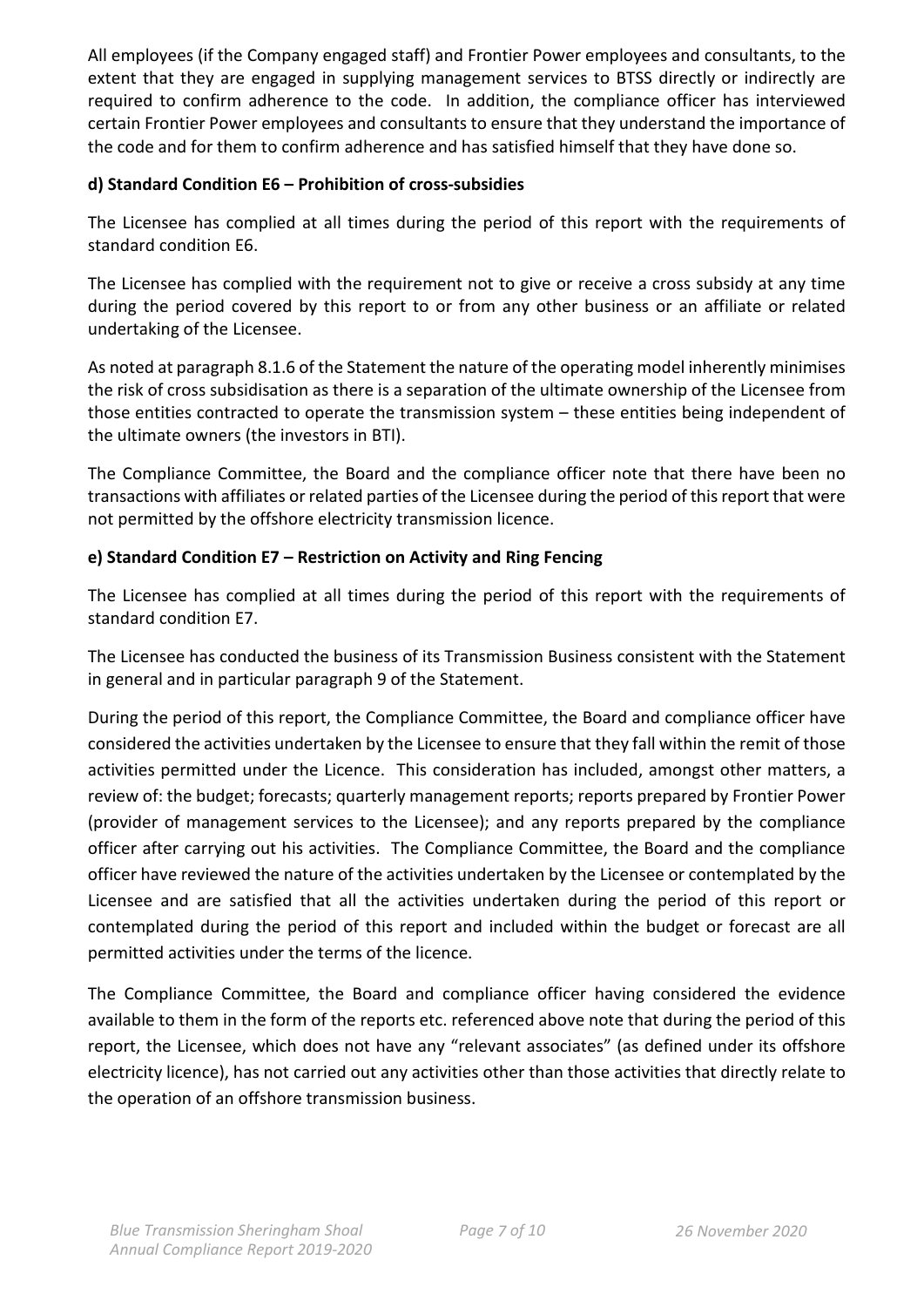All employees (if the Company engaged staff) and Frontier Power employees and consultants, to the extent that they are engaged in supplying management services to BTSS directly or indirectly are required to confirm adherence to the code. In addition, the compliance officer has interviewed certain Frontier Power employees and consultants to ensure that they understand the importance of the code and for them to confirm adherence and has satisfied himself that they have done so.

**d) Standard Condition E6 – Prohibition of cross-subsidies**

The Licensee has complied at all times during the period of this report with the requirements of standard condition E6.

The Licensee has complied with the requirement not to give or receive a cross subsidy at any time during the period covered by this report to or from any other business or an affiliate or related undertaking of the Licensee.

As noted at paragraph 8.1.6 of the Statement the nature of the operating model inherently minimises the risk of cross subsidisation as there is a separation of the ultimate ownership of the Licensee from those entities contracted to operate the transmission system – these entities being independent of the ultimate owners (the investors in BTI).

The Compliance Committee, the Board and the compliance officer note that there have been no transactions with affiliates or related parties of the Licensee during the period of this report that were not permitted by the offshore electricity transmission licence.

**e) Standard Condition E7 – Restriction on Activity and Ring Fencing**

The Licensee has complied at all times during the period of this report with the requirements of standard condition E7.

The Licensee has conducted the business of its Transmission Business consistent with the Statement in general and in particular paragraph 9 of the Statement.

During the period of this report, the Compliance Committee, the Board and compliance officer have considered the activities undertaken by the Licensee to ensure that they fall within the remit of those activities permitted under the Licence. This consideration has included, amongst other matters, a review of: the budget; forecasts; quarterly management reports; reports prepared by Frontier Power (provider of management services to the Licensee); and any reports prepared by the compliance officer after carrying out his activities. The Compliance Committee, the Board and the compliance officer have reviewed the nature of the activities undertaken by the Licensee or contemplated by the Licensee and are satisfied that all the activities undertaken during the period of this report or contemplated during the period of this report and included within the budget or forecast are all permitted activities under the terms of the licence.

The Compliance Committee, the Board and compliance officer having considered the evidence available to them in the form of the reports etc. referenced above note that during the period of this report, the Licensee, which does not have any "relevant associates" (as defined under its offshore electricity licence), has not carried out any activities other than those activities that directly relate to the operation of an offshore transmission business.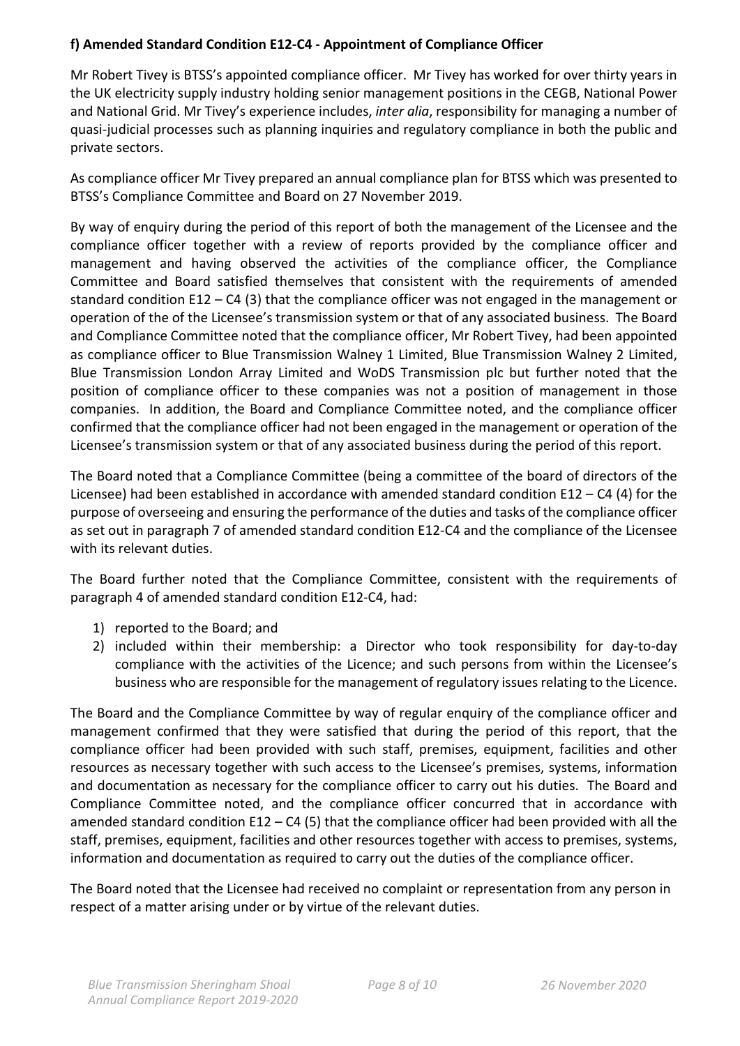**f) Amended Standard Condition E12-C4 - Appointment of Compliance Officer**

Mr Robert Tivey is BTSS's appointed compliance officer. Mr Tivey has worked for over thirty years in the UK electricity supply industry holding senior management positions in the CEGB, National Power and National Grid. Mr Tivey's experience includes, *inter alia*, responsibility for managing a number of quasi-judicial processes such as planning inquiries and regulatory compliance in both the public and private sectors.

As compliance officer Mr Tivey prepared an annual compliance plan for BTSS which was presented to BTSS's Compliance Committee and Board on 27 November 2019.

By way of enquiry during the period of this report of both the management of the Licensee and the compliance officer together with a review of reports provided by the compliance officer and management and having observed the activities of the compliance officer, the Compliance Committee and Board satisfied themselves that consistent with the requirements of amended standard condition E12 – C4 (3) that the compliance officer was not engaged in the management or operation of the of the Licensee's transmission system or that of any associated business. The Board and Compliance Committee noted that the compliance officer, Mr Robert Tivey, had been appointed as compliance officer to Blue Transmission Walney 1 Limited, Blue Transmission Walney 2 Limited, Blue Transmission London Array Limited and WoDS Transmission plc but further noted that the position of compliance officer to these companies was not a position of management in those companies. In addition, the Board and Compliance Committee noted, and the compliance officer confirmed that the compliance officer had not been engaged in the management or operation of the Licensee's transmission system or that of any associated business during the period of this report.

The Board noted that a Compliance Committee (being a committee of the board of directors of the Licensee) had been established in accordance with amended standard condition E12 – C4 (4) for the purpose of overseeing and ensuring the performance of the duties and tasks of the compliance officer as set out in paragraph 7 of amended standard condition E12-C4 and the compliance of the Licensee with its relevant duties.

The Board further noted that the Compliance Committee, consistent with the requirements of paragraph 4 of amended standard condition E12-C4, had:

1) reported to the Board; and
2) included within their membership: a Director who took responsibility for day-to-day compliance with the activities of the Licence; and such persons from within the Licensee's business who are responsible for the management of regulatory issues relating to the Licence.

The Board and the Compliance Committee by way of regular enquiry of the compliance officer and management confirmed that they were satisfied that during the period of this report, that the compliance officer had been provided with such staff, premises, equipment, facilities and other resources as necessary together with such access to the Licensee's premises, systems, information and documentation as necessary for the compliance officer to carry out his duties. The Board and Compliance Committee noted, and the compliance officer concurred that in accordance with amended standard condition E12 – C4 (5) that the compliance officer had been provided with all the staff, premises, equipment, facilities and other resources together with access to premises, systems, information and documentation as required to carry out the duties of the compliance officer.

The Board noted that the Licensee had received no complaint or representation from any person in respect of a matter arising under or by virtue of the relevant duties.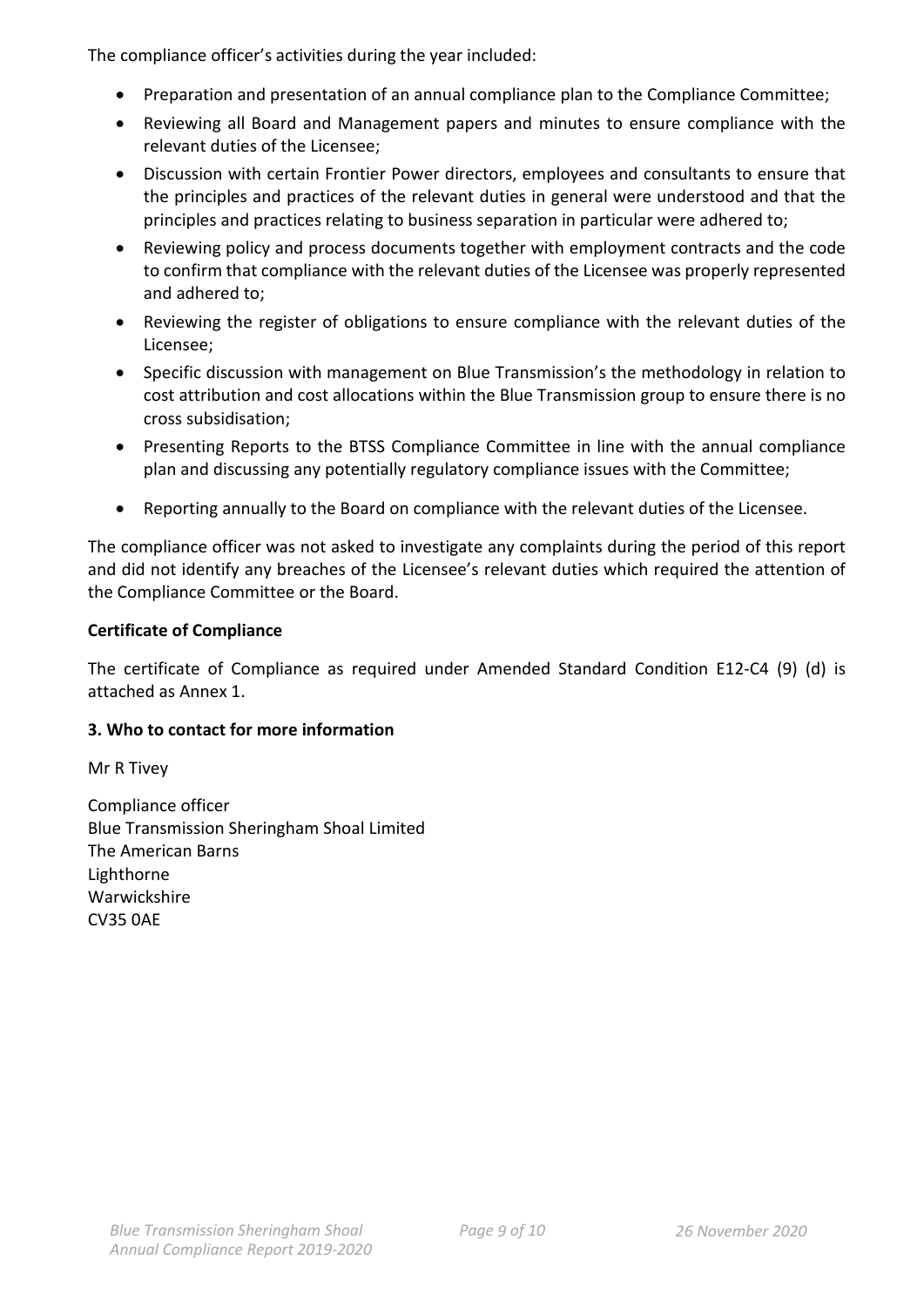The compliance officer's activities during the year included:

- Preparation and presentation of an annual compliance plan to the Compliance Committee;
- Reviewing all Board and Management papers and minutes to ensure compliance with the relevant duties of the Licensee;
- Discussion with certain Frontier Power directors, employees and consultants to ensure that the principles and practices of the relevant duties in general were understood and that the principles and practices relating to business separation in particular were adhered to;
- Reviewing policy and process documents together with employment contracts and the code to confirm that compliance with the relevant duties of the Licensee was properly represented and adhered to;
- Reviewing the register of obligations to ensure compliance with the relevant duties of the Licensee;
- Specific discussion with management on Blue Transmission's the methodology in relation to cost attribution and cost allocations within the Blue Transmission group to ensure there is no cross subsidisation;
- Presenting Reports to the BTSS Compliance Committee in line with the annual compliance plan and discussing any potentially regulatory compliance issues with the Committee;
- Reporting annually to the Board on compliance with the relevant duties of the Licensee.

The compliance officer was not asked to investigate any complaints during the period of this report and did not identify any breaches of the Licensee's relevant duties which required the attention of the Compliance Committee or the Board.

**Certificate of Compliance**

The certificate of Compliance as required under Amended Standard Condition E12-C4 (9) (d) is attached as Annex 1.

**3. Who to contact for more information**

Mr R Tivey

Compliance officer
Blue Transmission Sheringham Shoal Limited
The American Barns
Lighthorne
Warwickshire
CV35 0AE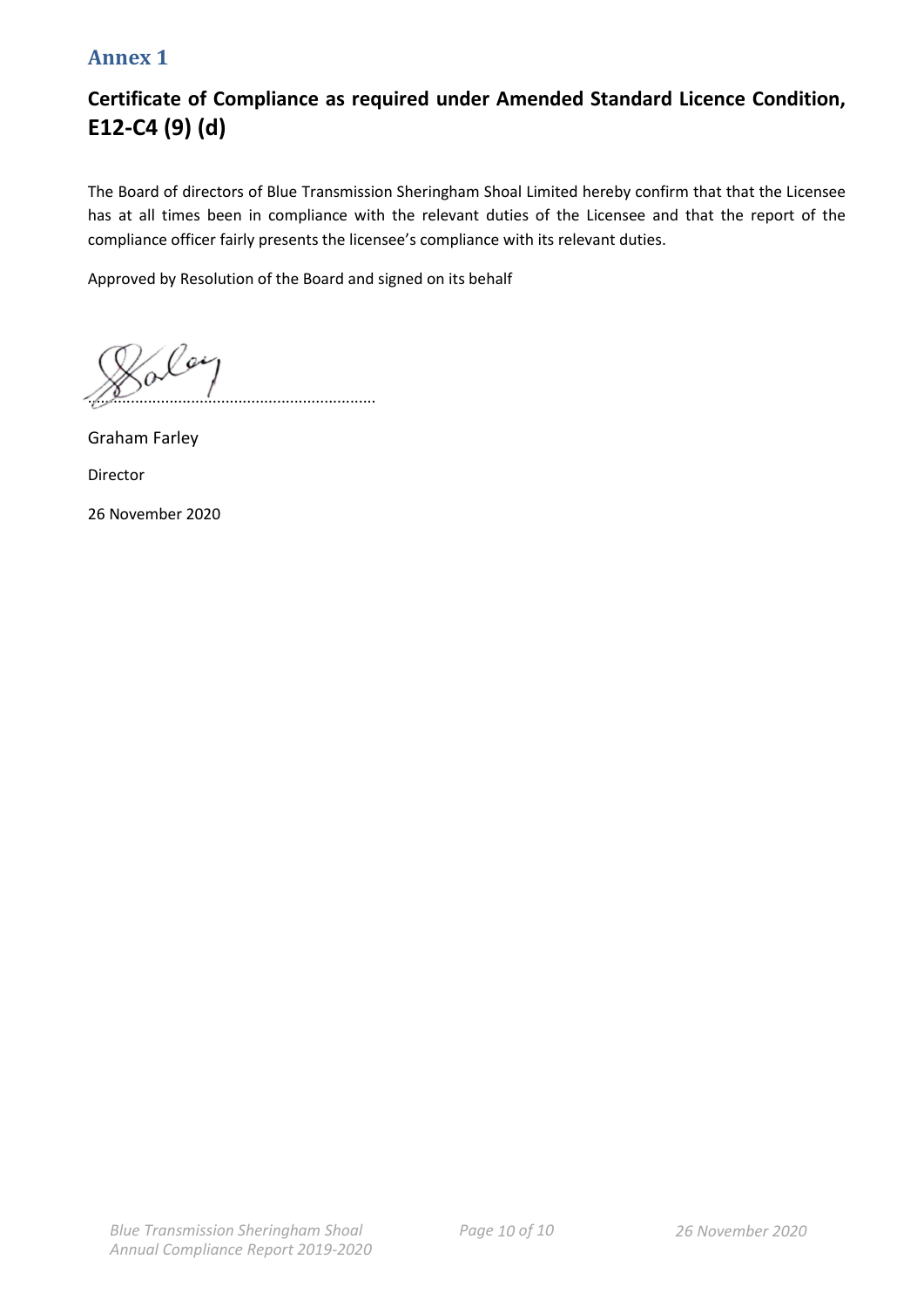## Annex 1

### Certificate of Compliance as required under Amended Standard Licence Condition, E12-C4 (9) (d)

The Board of directors of Blue Transmission Sheringham Shoal Limited hereby confirm that that the Licensee has at all times been in compliance with the relevant duties of the Licensee and that the report of the compliance officer fairly presents the licensee's compliance with its relevant duties.

Approved by Resolution of the Board and signed on its behalf

..............................................................

Graham Farley

Director

26 November 2020